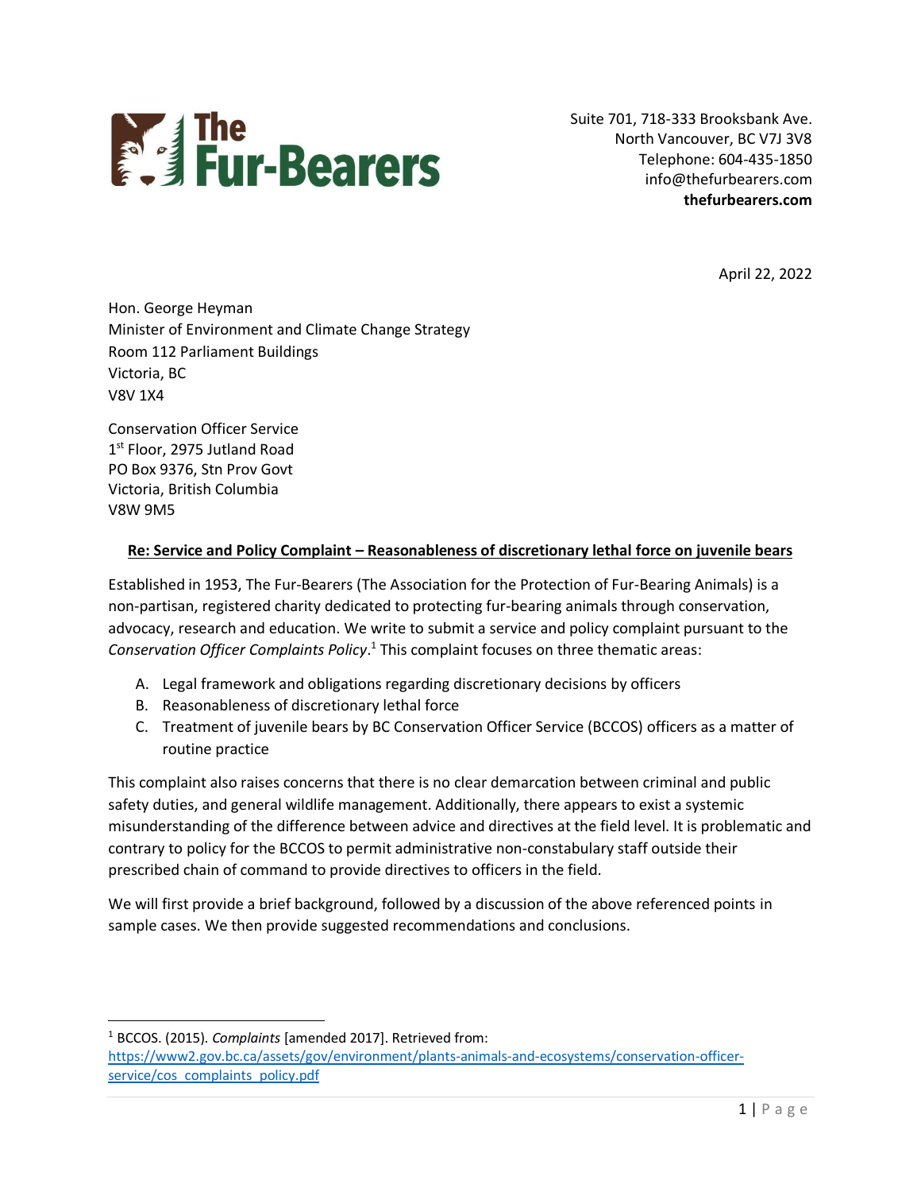**The Fur-Bearers**

Suite 701, 718-333 Brooksbank Ave.
North Vancouver, BC V7J 3V8
Telephone: 604-435-1850
info@thefurbearers.com
**thefurbearers.com**

April 22, 2022

Hon. George Heyman
Minister of Environment and Climate Change Strategy
Room 112 Parliament Buildings
Victoria, BC
V8V 1X4

Conservation Officer Service
1st Floor, 2975 Jutland Road
PO Box 9376, Stn Prov Govt
Victoria, British Columbia
V8W 9M5

**Re: Service and Policy Complaint – Reasonableness of discretionary lethal force on juvenile bears**

Established in 1953, The Fur-Bearers (The Association for the Protection of Fur-Bearing Animals) is a non-partisan, registered charity dedicated to protecting fur-bearing animals through conservation, advocacy, research and education. We write to submit a service and policy complaint pursuant to the *Conservation Officer Complaints Policy*.[1] This complaint focuses on three thematic areas:

A. Legal framework and obligations regarding discretionary decisions by officers
B. Reasonableness of discretionary lethal force
C. Treatment of juvenile bears by BC Conservation Officer Service (BCCOS) officers as a matter of routine practice

This complaint also raises concerns that there is no clear demarcation between criminal and public safety duties, and general wildlife management. Additionally, there appears to exist a systemic misunderstanding of the difference between advice and directives at the field level. It is problematic and contrary to policy for the BCCOS to permit administrative non-constabulary staff outside their prescribed chain of command to provide directives to officers in the field.

We will first provide a brief background, followed by a discussion of the above referenced points in sample cases. We then provide suggested recommendations and conclusions.

---

[1] BCCOS. (2015). *Complaints* [amended 2017]. Retrieved from: https://www2.gov.bc.ca/assets/gov/environment/plants-animals-and-ecosystems/conservation-officer-service/cos_complaints_policy.pdf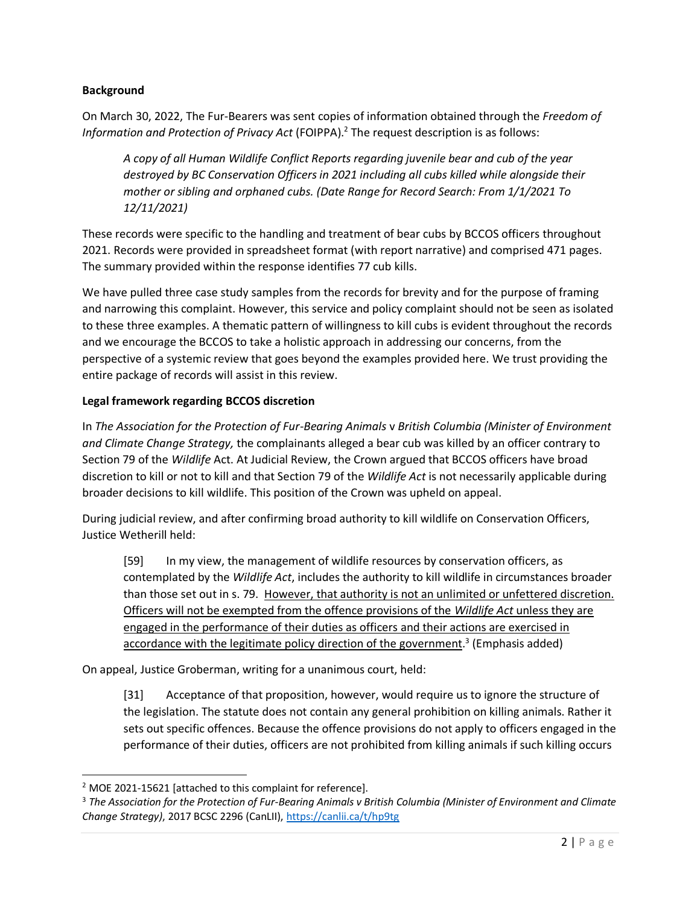**Background**

On March 30, 2022, The Fur-Bearers was sent copies of information obtained through the *Freedom of Information and Protection of Privacy Act* (FOIPPA).[2] The request description is as follows:

> *A copy of all Human Wildlife Conflict Reports regarding juvenile bear and cub of the year destroyed by BC Conservation Officers in 2021 including all cubs killed while alongside their mother or sibling and orphaned cubs. (Date Range for Record Search: From 1/1/2021 To 12/11/2021)*

These records were specific to the handling and treatment of bear cubs by BCCOS officers throughout 2021. Records were provided in spreadsheet format (with report narrative) and comprised 471 pages. The summary provided within the response identifies 77 cub kills.

We have pulled three case study samples from the records for brevity and for the purpose of framing and narrowing this complaint. However, this service and policy complaint should not be seen as isolated to these three examples. A thematic pattern of willingness to kill cubs is evident throughout the records and we encourage the BCCOS to take a holistic approach in addressing our concerns, from the perspective of a systemic review that goes beyond the examples provided here. We trust providing the entire package of records will assist in this review.

**Legal framework regarding BCCOS discretion**

In *The Association for the Protection of Fur-Bearing Animals* v *British Columbia (Minister of Environment and Climate Change Strategy,* the complainants alleged a bear cub was killed by an officer contrary to Section 79 of the *Wildlife* Act. At Judicial Review, the Crown argued that BCCOS officers have broad discretion to kill or not to kill and that Section 79 of the *Wildlife Act* is not necessarily applicable during broader decisions to kill wildlife. This position of the Crown was upheld on appeal.

During judicial review, and after confirming broad authority to kill wildlife on Conservation Officers, Justice Wetherill held:

> [59] In my view, the management of wildlife resources by conservation officers, as contemplated by the *Wildlife Act*, includes the authority to kill wildlife in circumstances broader than those set out in s. 79. <u>However, that authority is not an unlimited or unfettered discretion. Officers will not be exempted from the offence provisions of the *Wildlife Act* unless they are engaged in the performance of their duties as officers and their actions are exercised in accordance with the legitimate policy direction of the government</u>.[3] (Emphasis added)

On appeal, Justice Groberman, writing for a unanimous court, held:

> [31] Acceptance of that proposition, however, would require us to ignore the structure of the legislation. The statute does not contain any general prohibition on killing animals. Rather it sets out specific offences. Because the offence provisions do not apply to officers engaged in the performance of their duties, officers are not prohibited from killing animals if such killing occurs

---

[2] MOE 2021-15621 [attached to this complaint for reference].

[3] *The Association for the Protection of Fur-Bearing Animals v British Columbia (Minister of Environment and Climate Change Strategy)*, 2017 BCSC 2296 (CanLII), https://canlii.ca/t/hp9tg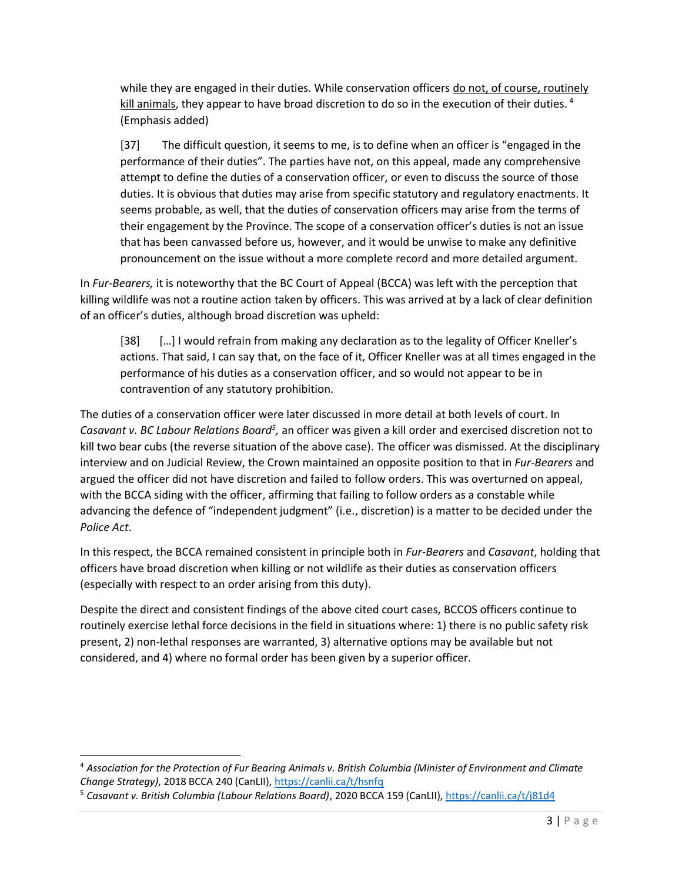> while they are engaged in their duties. While conservation officers <u>do not, of course, routinely kill animals</u>, they appear to have broad discretion to do so in the execution of their duties.[4] (Emphasis added)
>
> [37] The difficult question, it seems to me, is to define when an officer is "engaged in the performance of their duties". The parties have not, on this appeal, made any comprehensive attempt to define the duties of a conservation officer, or even to discuss the source of those duties. It is obvious that duties may arise from specific statutory and regulatory enactments. It seems probable, as well, that the duties of conservation officers may arise from the terms of their engagement by the Province. The scope of a conservation officer's duties is not an issue that has been canvassed before us, however, and it would be unwise to make any definitive pronouncement on the issue without a more complete record and more detailed argument.

In *Fur-Bearers,* it is noteworthy that the BC Court of Appeal (BCCA) was left with the perception that killing wildlife was not a routine action taken by officers. This was arrived at by a lack of clear definition of an officer's duties, although broad discretion was upheld:

> [38] […] I would refrain from making any declaration as to the legality of Officer Kneller's actions. That said, I can say that, on the face of it, Officer Kneller was at all times engaged in the performance of his duties as a conservation officer, and so would not appear to be in contravention of any statutory prohibition.

The duties of a conservation officer were later discussed in more detail at both levels of court. In *Casavant v. BC Labour Relations Board*[5]*,* an officer was given a kill order and exercised discretion not to kill two bear cubs (the reverse situation of the above case). The officer was dismissed. At the disciplinary interview and on Judicial Review, the Crown maintained an opposite position to that in *Fur-Bearers* and argued the officer did not have discretion and failed to follow orders. This was overturned on appeal, with the BCCA siding with the officer, affirming that failing to follow orders as a constable while advancing the defence of "independent judgment" (i.e., discretion) is a matter to be decided under the *Police Act*.

In this respect, the BCCA remained consistent in principle both in *Fur-Bearers* and *Casavant*, holding that officers have broad discretion when killing or not wildlife as their duties as conservation officers (especially with respect to an order arising from this duty).

Despite the direct and consistent findings of the above cited court cases, BCCOS officers continue to routinely exercise lethal force decisions in the field in situations where: 1) there is no public safety risk present, 2) non-lethal responses are warranted, 3) alternative options may be available but not considered, and 4) where no formal order has been given by a superior officer.

---

[4] *Association for the Protection of Fur Bearing Animals v. British Columbia (Minister of Environment and Climate Change Strategy)*, 2018 BCCA 240 (CanLII), https://canlii.ca/t/hsnfq

[5] *Casavant v. British Columbia (Labour Relations Board)*, 2020 BCCA 159 (CanLII), https://canlii.ca/t/j81d4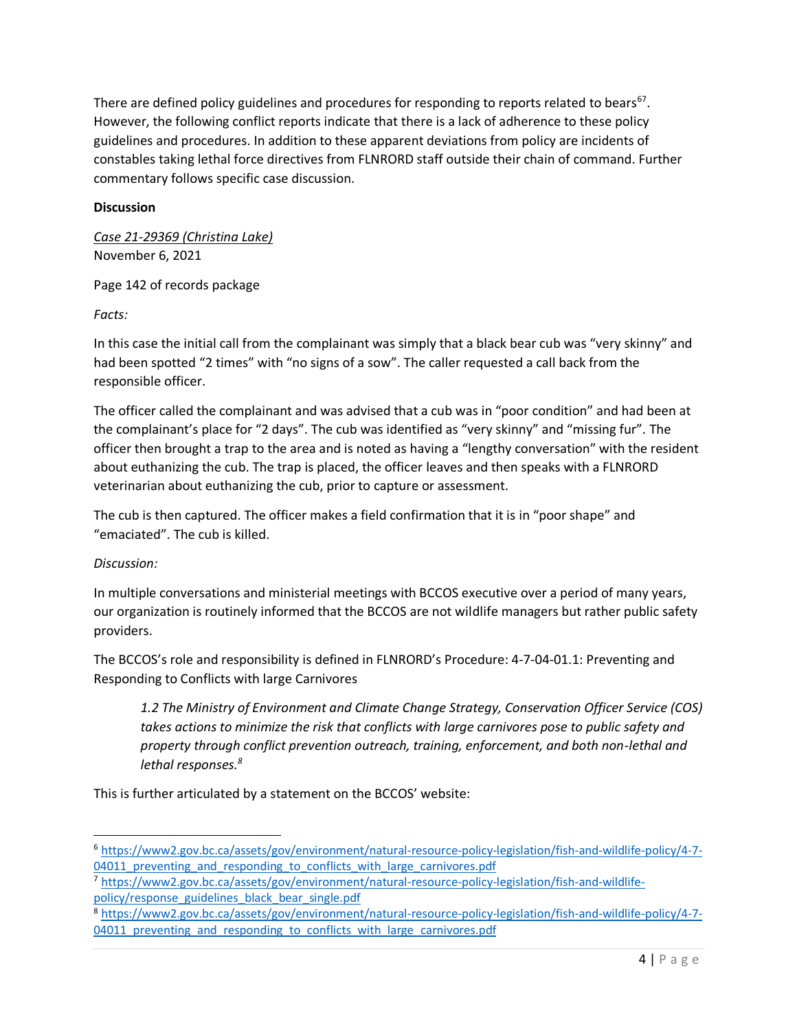There are defined policy guidelines and procedures for responding to reports related to bears[6][7]. However, the following conflict reports indicate that there is a lack of adherence to these policy guidelines and procedures. In addition to these apparent deviations from policy are incidents of constables taking lethal force directives from FLNRORD staff outside their chain of command. Further commentary follows specific case discussion.

**Discussion**

*Case 21-29369 (Christina Lake)*
November 6, 2021

Page 142 of records package

*Facts:*

In this case the initial call from the complainant was simply that a black bear cub was "very skinny" and had been spotted "2 times" with "no signs of a sow". The caller requested a call back from the responsible officer.

The officer called the complainant and was advised that a cub was in "poor condition" and had been at the complainant's place for "2 days". The cub was identified as "very skinny" and "missing fur". The officer then brought a trap to the area and is noted as having a "lengthy conversation" with the resident about euthanizing the cub. The trap is placed, the officer leaves and then speaks with a FLNRORD veterinarian about euthanizing the cub, prior to capture or assessment.

The cub is then captured. The officer makes a field confirmation that it is in "poor shape" and "emaciated". The cub is killed.

*Discussion:*

In multiple conversations and ministerial meetings with BCCOS executive over a period of many years, our organization is routinely informed that the BCCOS are not wildlife managers but rather public safety providers.

The BCCOS's role and responsibility is defined in FLNRORD's Procedure: 4-7-04-01.1: Preventing and Responding to Conflicts with large Carnivores

> *1.2 The Ministry of Environment and Climate Change Strategy, Conservation Officer Service (COS) takes actions to minimize the risk that conflicts with large carnivores pose to public safety and property through conflict prevention outreach, training, enforcement, and both non-lethal and lethal responses.[8]*

This is further articulated by a statement on the BCCOS' website:

---

[6] https://www2.gov.bc.ca/assets/gov/environment/natural-resource-policy-legislation/fish-and-wildlife-policy/4-7-04011_preventing_and_responding_to_conflicts_with_large_carnivores.pdf

[7] https://www2.gov.bc.ca/assets/gov/environment/natural-resource-policy-legislation/fish-and-wildlife-policy/response_guidelines_black_bear_single.pdf

[8] https://www2.gov.bc.ca/assets/gov/environment/natural-resource-policy-legislation/fish-and-wildlife-policy/4-7-04011_preventing_and_responding_to_conflicts_with_large_carnivores.pdf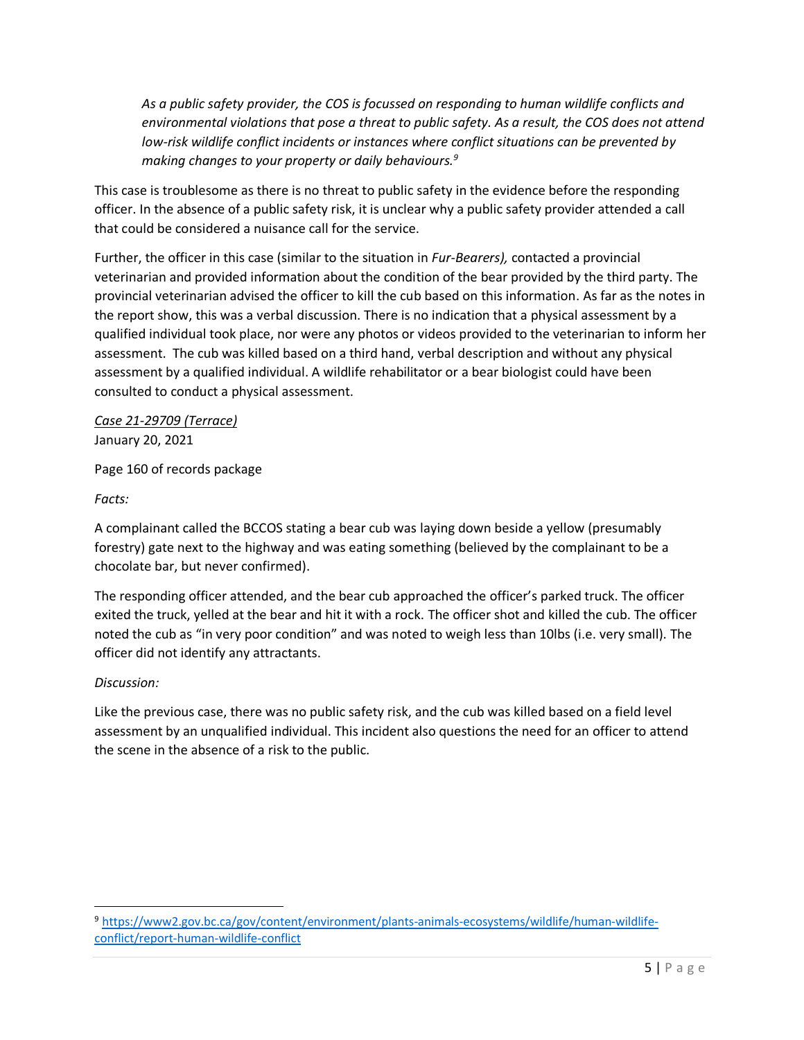> *As a public safety provider, the COS is focussed on responding to human wildlife conflicts and environmental violations that pose a threat to public safety. As a result, the COS does not attend low-risk wildlife conflict incidents or instances where conflict situations can be prevented by making changes to your property or daily behaviours.*[9]

This case is troublesome as there is no threat to public safety in the evidence before the responding officer. In the absence of a public safety risk, it is unclear why a public safety provider attended a call that could be considered a nuisance call for the service.

Further, the officer in this case (similar to the situation in *Fur-Bearers),* contacted a provincial veterinarian and provided information about the condition of the bear provided by the third party. The provincial veterinarian advised the officer to kill the cub based on this information. As far as the notes in the report show, this was a verbal discussion. There is no indication that a physical assessment by a qualified individual took place, nor were any photos or videos provided to the veterinarian to inform her assessment. The cub was killed based on a third hand, verbal description and without any physical assessment by a qualified individual. A wildlife rehabilitator or a bear biologist could have been consulted to conduct a physical assessment.

*Case 21-29709 (Terrace)*
January 20, 2021

Page 160 of records package

*Facts:*

A complainant called the BCCOS stating a bear cub was laying down beside a yellow (presumably forestry) gate next to the highway and was eating something (believed by the complainant to be a chocolate bar, but never confirmed).

The responding officer attended, and the bear cub approached the officer's parked truck. The officer exited the truck, yelled at the bear and hit it with a rock. The officer shot and killed the cub. The officer noted the cub as "in very poor condition" and was noted to weigh less than 10lbs (i.e. very small). The officer did not identify any attractants.

*Discussion:*

Like the previous case, there was no public safety risk, and the cub was killed based on a field level assessment by an unqualified individual. This incident also questions the need for an officer to attend the scene in the absence of a risk to the public.

---

[9] https://www2.gov.bc.ca/gov/content/environment/plants-animals-ecosystems/wildlife/human-wildlife-conflict/report-human-wildlife-conflict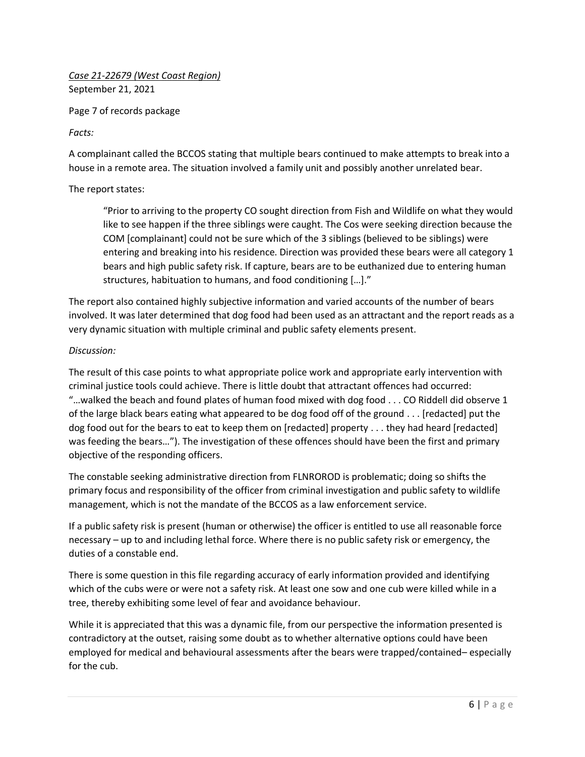*<u>Case 21-22679 (West Coast Region)</u>*
September 21, 2021

Page 7 of records package

*Facts:*

A complainant called the BCCOS stating that multiple bears continued to make attempts to break into a house in a remote area. The situation involved a family unit and possibly another unrelated bear.

The report states:

> "Prior to arriving to the property CO sought direction from Fish and Wildlife on what they would like to see happen if the three siblings were caught. The Cos were seeking direction because the COM [complainant] could not be sure which of the 3 siblings (believed to be siblings) were entering and breaking into his residence. Direction was provided these bears were all category 1 bears and high public safety risk. If capture, bears are to be euthanized due to entering human structures, habituation to humans, and food conditioning […]."

The report also contained highly subjective information and varied accounts of the number of bears involved. It was later determined that dog food had been used as an attractant and the report reads as a very dynamic situation with multiple criminal and public safety elements present.

*Discussion:*

The result of this case points to what appropriate police work and appropriate early intervention with criminal justice tools could achieve. There is little doubt that attractant offences had occurred: "…walked the beach and found plates of human food mixed with dog food . . . CO Riddell did observe 1 of the large black bears eating what appeared to be dog food off of the ground . . . [redacted] put the dog food out for the bears to eat to keep them on [redacted] property . . . they had heard [redacted] was feeding the bears…"). The investigation of these offences should have been the first and primary objective of the responding officers.

The constable seeking administrative direction from FLNRORD is problematic; doing so shifts the primary focus and responsibility of the officer from criminal investigation and public safety to wildlife management, which is not the mandate of the BCCOS as a law enforcement service.

If a public safety risk is present (human or otherwise) the officer is entitled to use all reasonable force necessary – up to and including lethal force. Where there is no public safety risk or emergency, the duties of a constable end.

There is some question in this file regarding accuracy of early information provided and identifying which of the cubs were or were not a safety risk. At least one sow and one cub were killed while in a tree, thereby exhibiting some level of fear and avoidance behaviour.

While it is appreciated that this was a dynamic file, from our perspective the information presented is contradictory at the outset, raising some doubt as to whether alternative options could have been employed for medical and behavioural assessments after the bears were trapped/contained– especially for the cub.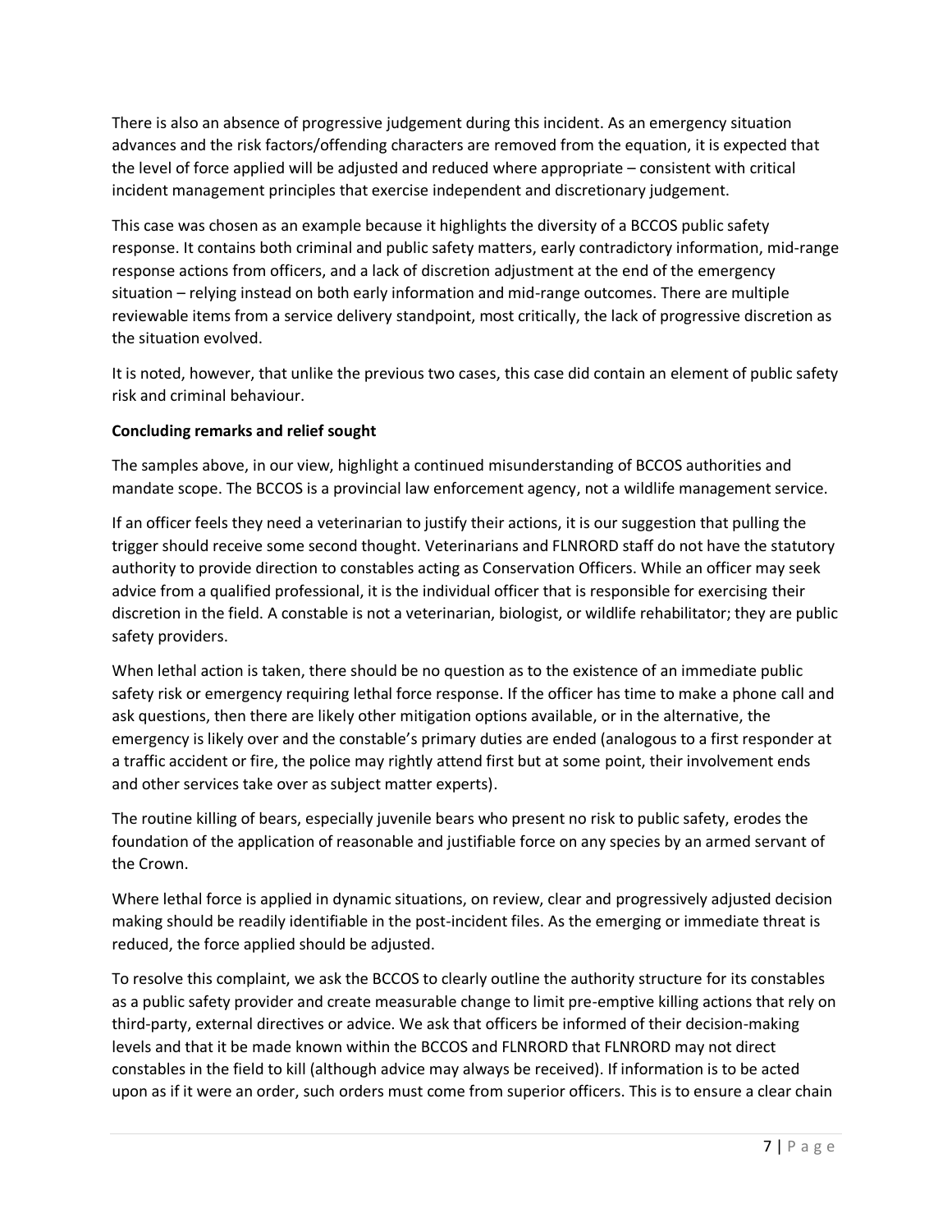There is also an absence of progressive judgement during this incident. As an emergency situation advances and the risk factors/offending characters are removed from the equation, it is expected that the level of force applied will be adjusted and reduced where appropriate – consistent with critical incident management principles that exercise independent and discretionary judgement.

This case was chosen as an example because it highlights the diversity of a BCCOS public safety response. It contains both criminal and public safety matters, early contradictory information, mid-range response actions from officers, and a lack of discretion adjustment at the end of the emergency situation – relying instead on both early information and mid-range outcomes. There are multiple reviewable items from a service delivery standpoint, most critically, the lack of progressive discretion as the situation evolved.

It is noted, however, that unlike the previous two cases, this case did contain an element of public safety risk and criminal behaviour.

**Concluding remarks and relief sought**

The samples above, in our view, highlight a continued misunderstanding of BCCOS authorities and mandate scope. The BCCOS is a provincial law enforcement agency, not a wildlife management service.

If an officer feels they need a veterinarian to justify their actions, it is our suggestion that pulling the trigger should receive some second thought. Veterinarians and FLNRORD staff do not have the statutory authority to provide direction to constables acting as Conservation Officers. While an officer may seek advice from a qualified professional, it is the individual officer that is responsible for exercising their discretion in the field. A constable is not a veterinarian, biologist, or wildlife rehabilitator; they are public safety providers.

When lethal action is taken, there should be no question as to the existence of an immediate public safety risk or emergency requiring lethal force response. If the officer has time to make a phone call and ask questions, then there are likely other mitigation options available, or in the alternative, the emergency is likely over and the constable's primary duties are ended (analogous to a first responder at a traffic accident or fire, the police may rightly attend first but at some point, their involvement ends and other services take over as subject matter experts).

The routine killing of bears, especially juvenile bears who present no risk to public safety, erodes the foundation of the application of reasonable and justifiable force on any species by an armed servant of the Crown.

Where lethal force is applied in dynamic situations, on review, clear and progressively adjusted decision making should be readily identifiable in the post-incident files. As the emerging or immediate threat is reduced, the force applied should be adjusted.

To resolve this complaint, we ask the BCCOS to clearly outline the authority structure for its constables as a public safety provider and create measurable change to limit pre-emptive killing actions that rely on third-party, external directives or advice. We ask that officers be informed of their decision-making levels and that it be made known within the BCCOS and FLNRORD that FLNRORD may not direct constables in the field to kill (although advice may always be received). If information is to be acted upon as if it were an order, such orders must come from superior officers. This is to ensure a clear chain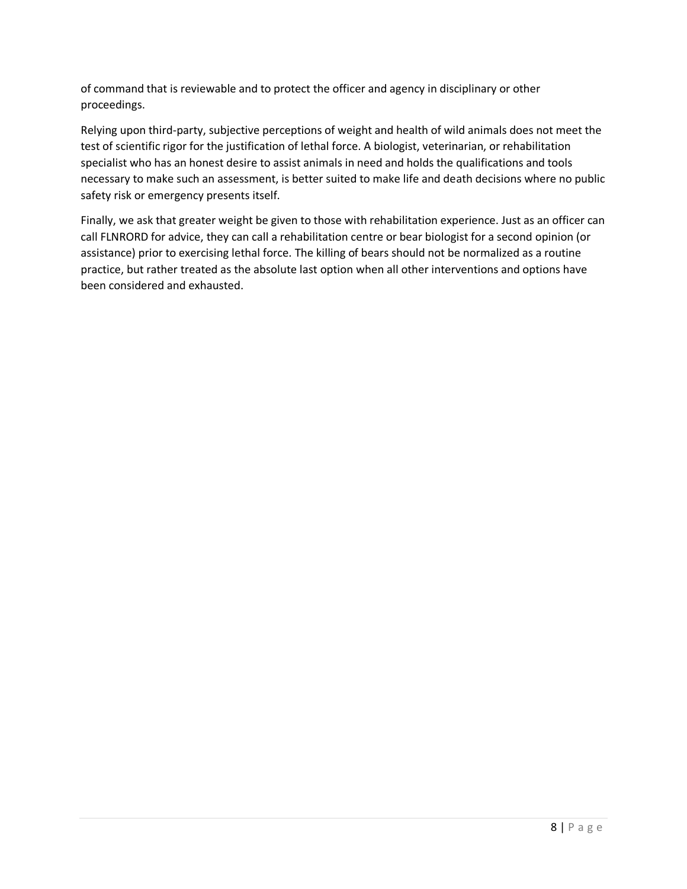of command that is reviewable and to protect the officer and agency in disciplinary or other proceedings.

Relying upon third-party, subjective perceptions of weight and health of wild animals does not meet the test of scientific rigor for the justification of lethal force. A biologist, veterinarian, or rehabilitation specialist who has an honest desire to assist animals in need and holds the qualifications and tools necessary to make such an assessment, is better suited to make life and death decisions where no public safety risk or emergency presents itself.

Finally, we ask that greater weight be given to those with rehabilitation experience. Just as an officer can call FLNRORD for advice, they can call a rehabilitation centre or bear biologist for a second opinion (or assistance) prior to exercising lethal force. The killing of bears should not be normalized as a routine practice, but rather treated as the absolute last option when all other interventions and options have been considered and exhausted.